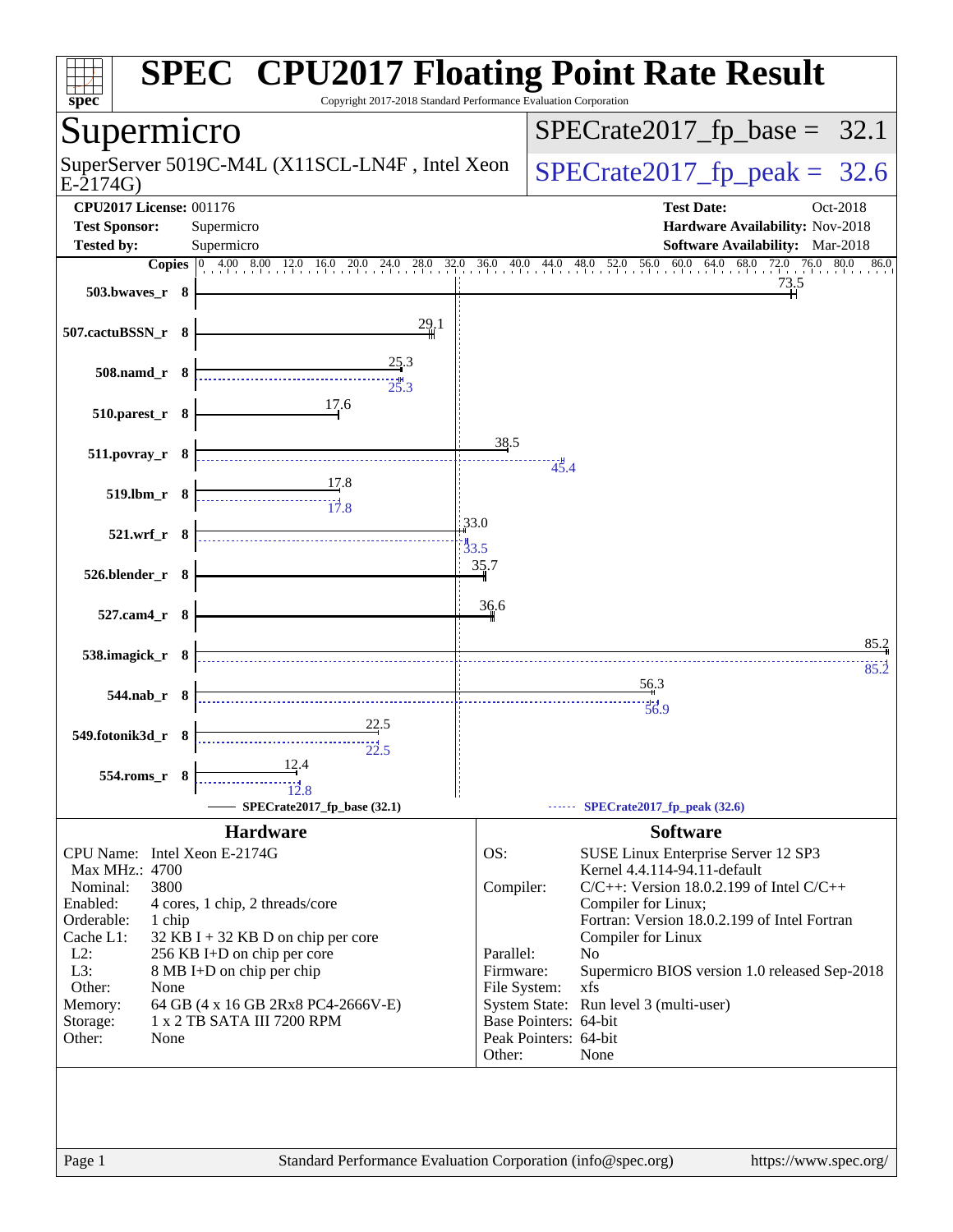# SPEC CPU2017 Floating Point Rate Result

Copyright 2017-2018 Standard Performance Evaluation Corporation

## Supermicro

SuperServer 5019C-M4L (X11SCL-LN4F , Intel Xeon E-2174G)

SPECrate2017_fp_base = 32.1

SPECrate2017_fp_peak = 32.6

**CPU2017 License:** 001176
**Test Sponsor:** Supermicro
**Tested by:** Supermicro

**Test Date:** Oct-2018
**Hardware Availability:** Nov-2018
**Software Availability:** Mar-2018

| Benchmark | Copies | Base | Peak |
|---|---|---|---|
| 503.bwaves_r | 8 | 73.5 | |
| 507.cactuBSSN_r | 8 | 29.1 | |
| 508.namd_r | 8 | 25.3 | 25.3 |
| 510.parest_r | 8 | 17.6 | |
| 511.povray_r | 8 | 38.5 | 45.4 |
| 519.lbm_r | 8 | 17.8 | 17.8 |
| 521.wrf_r | 8 | 33.0 | 33.5 |
| 526.blender_r | 8 | 35.7 | |
| 527.cam4_r | 8 | 36.6 | |
| 538.imagick_r | 8 | 85.2 | 85.2 |
| 544.nab_r | 8 | 56.3 | 56.9 |
| 549.fotonik3d_r | 8 | 22.5 | 22.5 |
| 554.roms_r | 8 | 12.4 | 12.8 |

SPECrate2017_fp_base (32.1) — SPECrate2017_fp_peak (32.6)

### Hardware

| | |
|---|---|
| CPU Name: | Intel Xeon E-2174G |
| Max MHz.: | 4700 |
| Nominal: | 3800 |
| Enabled: | 4 cores, 1 chip, 2 threads/core |
| Orderable: | 1 chip |
| Cache L1: | 32 KB I + 32 KB D on chip per core |
| L2: | 256 KB I+D on chip per core |
| L3: | 8 MB I+D on chip per chip |
| Other: | None |
| Memory: | 64 GB (4 x 16 GB 2Rx8 PC4-2666V-E) |
| Storage: | 1 x 2 TB SATA III 7200 RPM |
| Other: | None |

### Software

| | |
|---|---|
| OS: | SUSE Linux Enterprise Server 12 SP3 Kernel 4.4.114-94.11-default |
| Compiler: | C/C++: Version 18.0.2.199 of Intel C/C++ Compiler for Linux; Fortran: Version 18.0.2.199 of Intel Fortran Compiler for Linux |
| Parallel: | No |
| Firmware: | Supermicro BIOS version 1.0 released Sep-2018 |
| File System: | xfs |
| System State: | Run level 3 (multi-user) |
| Base Pointers: | 64-bit |
| Peak Pointers: | 64-bit |
| Other: | None |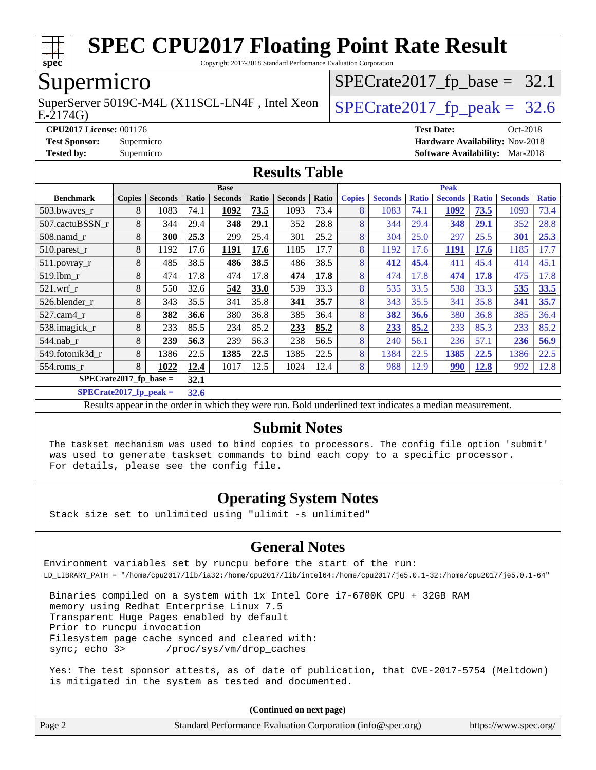# SPEC CPU2017 Floating Point Rate Result

Copyright 2017-2018 Standard Performance Evaluation Corporation

## Supermicro

SuperServer 5019C-M4L (X11SCL-LN4F , Intel Xeon E-2174G)

SPECrate2017_fp_base = 32.1

SPECrate2017_fp_peak = 32.6

**CPU2017 License:** 001176
**Test Sponsor:** Supermicro
**Tested by:** Supermicro

**Test Date:** Oct-2018
**Hardware Availability:** Nov-2018
**Software Availability:** Mar-2018

## Results Table

| | Base | | | | | | | Peak | | | | | | |
|---|---|---|---|---|---|---|---|---|---|---|---|---|---|---|
| **Benchmark** | **Copies** | **Seconds** | **Ratio** | **Seconds** | **Ratio** | **Seconds** | **Ratio** | **Copies** | **Seconds** | **Ratio** | **Seconds** | **Ratio** | **Seconds** | **Ratio** |
| 503.bwaves_r | 8 | 1083 | 74.1 | **1092** | **73.5** | 1093 | 73.4 | 8 | 1083 | 74.1 | **1092** | **73.5** | 1093 | 73.4 |
| 507.cactuBSSN_r | 8 | 344 | 29.4 | **348** | **29.1** | 352 | 28.8 | 8 | 344 | 29.4 | **348** | **29.1** | 352 | 28.8 |
| 508.namd_r | 8 | **300** | **25.3** | 299 | 25.4 | 301 | 25.2 | 8 | 304 | 25.0 | 297 | 25.5 | **301** | **25.3** |
| 510.parest_r | 8 | 1192 | 17.6 | **1191** | **17.6** | 1185 | 17.7 | 8 | 1192 | 17.6 | **1191** | **17.6** | 1185 | 17.7 |
| 511.povray_r | 8 | 485 | 38.5 | **486** | **38.5** | 486 | 38.5 | 8 | **412** | **45.4** | 411 | 45.4 | 414 | 45.1 |
| 519.lbm_r | 8 | 474 | 17.8 | 474 | 17.8 | **474** | **17.8** | 8 | 474 | 17.8 | **474** | **17.8** | 475 | 17.8 |
| 521.wrf_r | 8 | 550 | 32.6 | **542** | **33.0** | 539 | 33.3 | 8 | 535 | 33.5 | 538 | 33.3 | **535** | **33.5** |
| 526.blender_r | 8 | 343 | 35.5 | 341 | 35.8 | **341** | **35.7** | 8 | 343 | 35.5 | 341 | 35.8 | **341** | **35.7** |
| 527.cam4_r | 8 | **382** | **36.6** | 380 | 36.8 | 385 | 36.4 | 8 | **382** | **36.6** | 380 | 36.8 | 385 | 36.4 |
| 538.imagick_r | 8 | 233 | 85.5 | 234 | 85.2 | **233** | **85.2** | 8 | **233** | **85.2** | 233 | 85.3 | 233 | 85.2 |
| 544.nab_r | 8 | **239** | **56.3** | 239 | 56.3 | 238 | 56.5 | 8 | 240 | 56.1 | 236 | 57.1 | **236** | **56.9** |
| 549.fotonik3d_r | 8 | 1386 | 22.5 | **1385** | **22.5** | 1385 | 22.5 | 8 | 1384 | 22.5 | **1385** | **22.5** | 1386 | 22.5 |
| 554.roms_r | 8 | **1022** | **12.4** | 1017 | 12.5 | 1024 | 12.4 | 8 | 988 | 12.9 | **990** | **12.8** | 992 | 12.8 |

**SPECrate2017_fp_base = 32.1**

**SPECrate2017_fp_peak = 32.6**

Results appear in the order in which they were run. Bold underlined text indicates a median measurement.

## Submit Notes

The taskset mechanism was used to bind copies to processors. The config file option 'submit' was used to generate taskset commands to bind each copy to a specific processor. For details, please see the config file.

## Operating System Notes

Stack size set to unlimited using "ulimit -s unlimited"

## General Notes

Environment variables set by runcpu before the start of the run:
LD_LIBRARY_PATH = "/home/cpu2017/lib/ia32:/home/cpu2017/lib/intel64:/home/cpu2017/je5.0.1-32:/home/cpu2017/je5.0.1-64"

Binaries compiled on a system with 1x Intel Core i7-6700K CPU + 32GB RAM memory using Redhat Enterprise Linux 7.5
Transparent Huge Pages enabled by default
Prior to runcpu invocation
Filesystem page cache synced and cleared with:
sync; echo 3> /proc/sys/vm/drop_caches

Yes: The test sponsor attests, as of date of publication, that CVE-2017-5754 (Meltdown) is mitigated in the system as tested and documented.

**(Continued on next page)**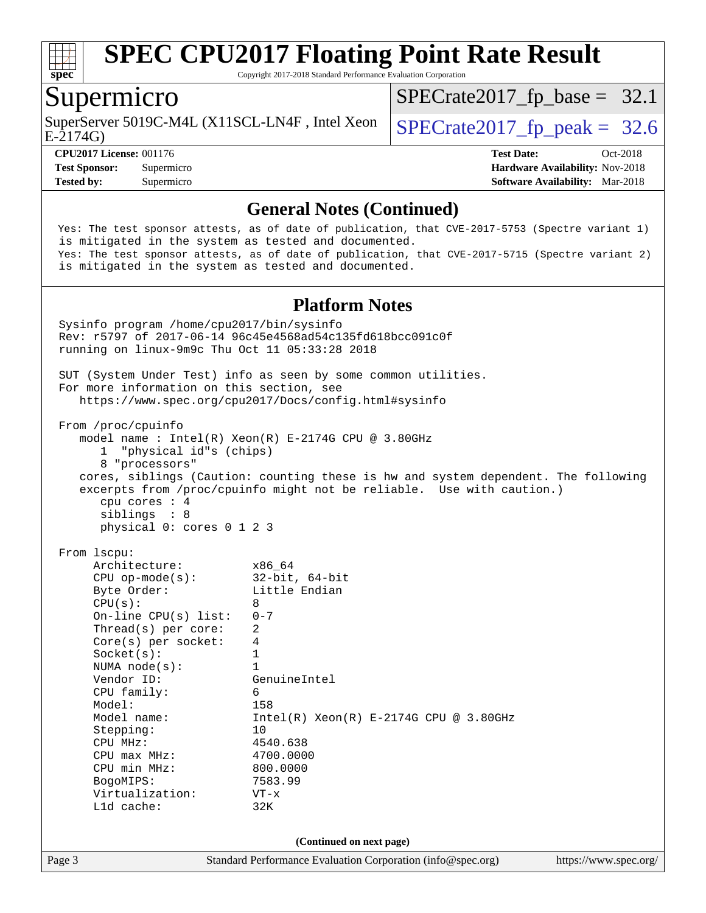## General Notes (Continued)

```
Yes: The test sponsor attests, as of date of publication, that CVE-2017-5753 (Spectre variant 1)
is mitigated in the system as tested and documented.
Yes: The test sponsor attests, as of date of publication, that CVE-2017-5715 (Spectre variant 2)
is mitigated in the system as tested and documented.
```

## Platform Notes

```
Sysinfo program /home/cpu2017/bin/sysinfo
Rev: r5797 of 2017-06-14 96c45e4568ad54c135fd618bcc091c0f
running on linux-9m9c Thu Oct 11 05:33:28 2018

SUT (System Under Test) info as seen by some common utilities.
For more information on this section, see
   https://www.spec.org/cpu2017/Docs/config.html#sysinfo

From /proc/cpuinfo
   model name : Intel(R) Xeon(R) E-2174G CPU @ 3.80GHz
      1  "physical id"s (chips)
      8 "processors"
   cores, siblings (Caution: counting these is hw and system dependent. The following
   excerpts from /proc/cpuinfo might not be reliable.  Use with caution.)
      cpu cores : 4
      siblings  : 8
      physical 0: cores 0 1 2 3

From lscpu:
     Architecture:          x86_64
     CPU op-mode(s):        32-bit, 64-bit
     Byte Order:            Little Endian
     CPU(s):                8
     On-line CPU(s) list:   0-7
     Thread(s) per core:    2
     Core(s) per socket:    4
     Socket(s):             1
     NUMA node(s):          1
     Vendor ID:             GenuineIntel
     CPU family:            6
     Model:                 158
     Model name:            Intel(R) Xeon(R) E-2174G CPU @ 3.80GHz
     Stepping:              10
     CPU MHz:               4540.638
     CPU max MHz:           4700.0000
     CPU min MHz:           800.0000
     BogoMIPS:              7583.99
     Virtualization:        VT-x
     L1d cache:             32K
```

(Continued on next page)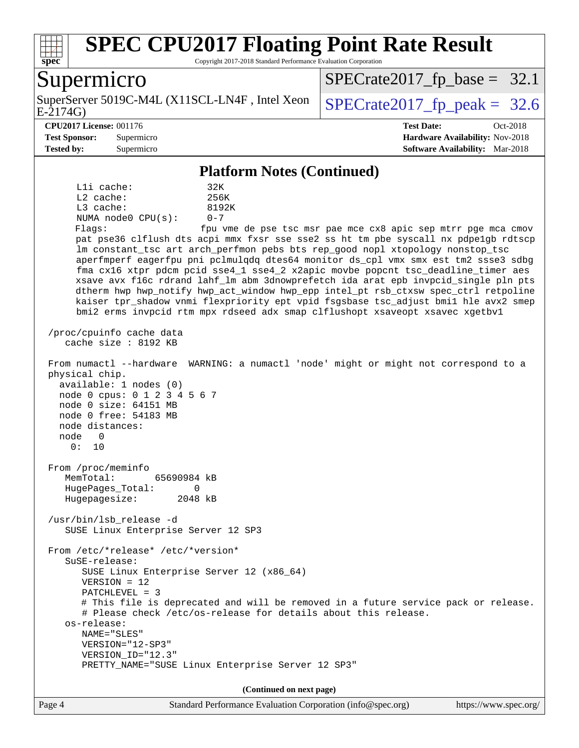# SPEC CPU2017 Floating Point Rate Result

Copyright 2017-2018 Standard Performance Evaluation Corporation

## Supermicro

SuperServer 5019C-M4L (X11SCL-LN4F , Intel Xeon E-2174G)

SPECrate2017_fp_base = 32.1

SPECrate2017_fp_peak = 32.6

**CPU2017 License:** 001176
**Test Sponsor:** Supermicro
**Tested by:** Supermicro

**Test Date:** Oct-2018
**Hardware Availability:** Nov-2018
**Software Availability:** Mar-2018

### Platform Notes (Continued)

```
     L1i cache:             32K
     L2 cache:              256K
     L3 cache:              8192K
     NUMA node0 CPU(s):     0-7
     Flags:                 fpu vme de pse tsc msr pae mce cx8 apic sep mtrr pge mca cmov
     pat pse36 clflush dts acpi mmx fxsr sse sse2 ss ht tm pbe syscall nx pdpe1gb rdtscp
     lm constant_tsc art arch_perfmon pebs bts rep_good nopl xtopology nonstop_tsc
     aperfmperf eagerfpu pni pclmulqdq dtes64 monitor ds_cpl vmx smx est tm2 ssse3 sdbg
     fma cx16 xtpr pdcm pcid sse4_1 sse4_2 x2apic movbe popcnt tsc_deadline_timer aes
     xsave avx f16c rdrand lahf_lm abm 3dnowprefetch ida arat epb invpcid_single pln pts
     dtherm hwp hwp_notify hwp_act_window hwp_epp intel_pt rsb_ctxsw spec_ctrl retpoline
     kaiser tpr_shadow vnmi flexpriority ept vpid fsgsbase tsc_adjust bmi1 hle avx2 smep
     bmi2 erms invpcid rtm mpx rdseed adx smap clflushopt xsaveopt xsavec xgetbv1

 /proc/cpuinfo cache data
    cache size : 8192 KB

 From numactl --hardware  WARNING: a numactl 'node' might or might not correspond to a
 physical chip.
   available: 1 nodes (0)
   node 0 cpus: 0 1 2 3 4 5 6 7
   node 0 size: 64151 MB
   node 0 free: 54183 MB
   node distances:
   node   0
     0:  10

 From /proc/meminfo
    MemTotal:       65690984 kB
    HugePages_Total:       0
    Hugepagesize:       2048 kB

 /usr/bin/lsb_release -d
    SUSE Linux Enterprise Server 12 SP3

 From /etc/*release* /etc/*version*
    SuSE-release:
       SUSE Linux Enterprise Server 12 (x86_64)
       VERSION = 12
       PATCHLEVEL = 3
       # This file is deprecated and will be removed in a future service pack or release.
       # Please check /etc/os-release for details about this release.
    os-release:
       NAME="SLES"
       VERSION="12-SP3"
       VERSION_ID="12.3"
       PRETTY_NAME="SUSE Linux Enterprise Server 12 SP3"
```

**(Continued on next page)**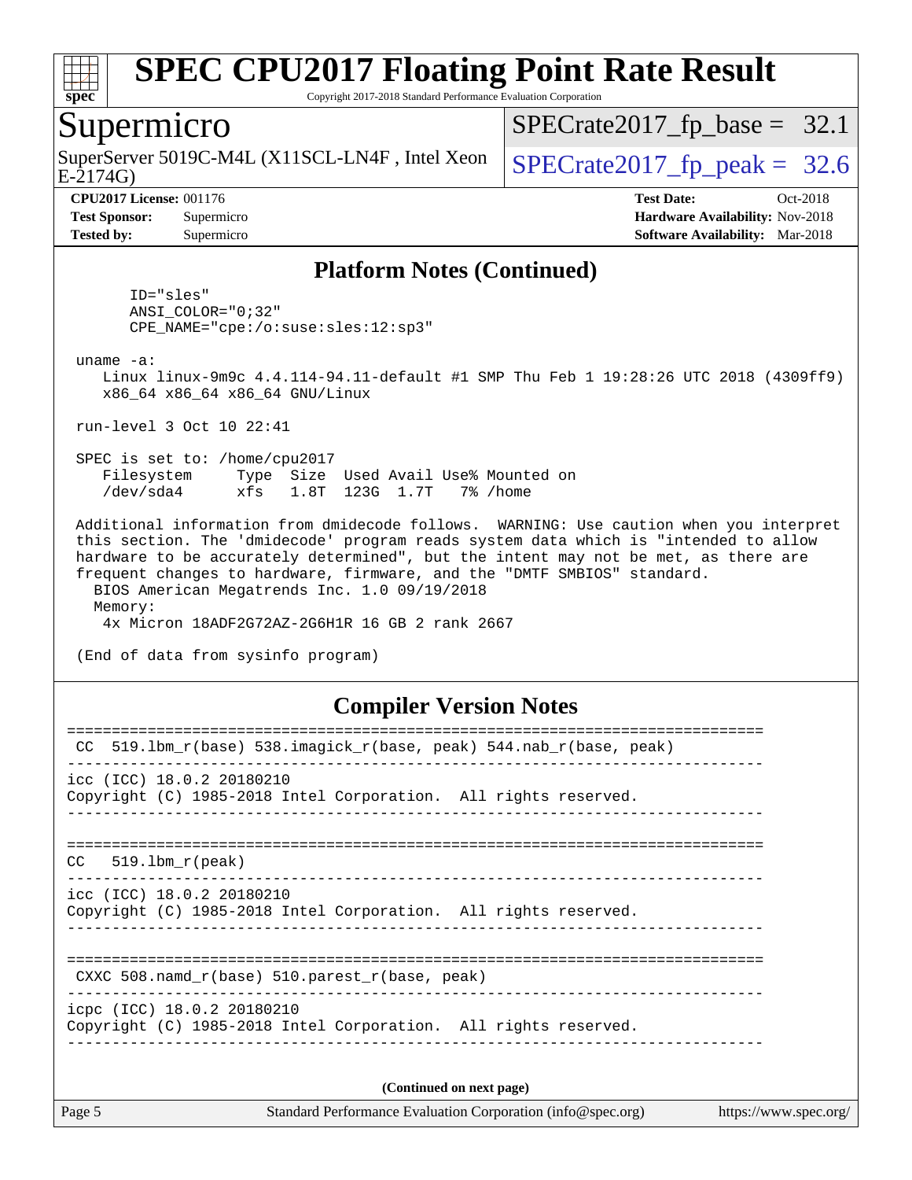# SPEC CPU2017 Floating Point Rate Result

Copyright 2017-2018 Standard Performance Evaluation Corporation

## Supermicro

SuperServer 5019C-M4L (X11SCL-LN4F , Intel Xeon E-2174G)

SPECrate2017_fp_base = 32.1

SPECrate2017_fp_peak = 32.6

**CPU2017 License:** 001176
**Test Sponsor:** Supermicro
**Tested by:** Supermicro

**Test Date:** Oct-2018
**Hardware Availability:** Nov-2018
**Software Availability:** Mar-2018

### Platform Notes (Continued)

```
      ID="sles"
      ANSI_COLOR="0;32"
      CPE_NAME="cpe:/o:suse:sles:12:sp3"

 uname -a:
    Linux linux-9m9c 4.4.114-94.11-default #1 SMP Thu Feb 1 19:28:26 UTC 2018 (4309ff9)
    x86_64 x86_64 x86_64 GNU/Linux

 run-level 3 Oct 10 22:41

 SPEC is set to: /home/cpu2017
    Filesystem     Type  Size  Used Avail Use% Mounted on
    /dev/sda4      xfs   1.8T  123G  1.7T   7% /home

 Additional information from dmidecode follows.  WARNING: Use caution when you interpret
 this section. The 'dmidecode' program reads system data which is "intended to allow
 hardware to be accurately determined", but the intent may not be met, as there are
 frequent changes to hardware, firmware, and the "DMTF SMBIOS" standard.
   BIOS American Megatrends Inc. 1.0 09/19/2018
   Memory:
    4x Micron 18ADF2G72AZ-2G6H1R 16 GB 2 rank 2667

 (End of data from sysinfo program)
```

### Compiler Version Notes

```
==============================================================================
 CC  519.lbm_r(base) 538.imagick_r(base, peak) 544.nab_r(base, peak)
------------------------------------------------------------------------------
icc (ICC) 18.0.2 20180210
Copyright (C) 1985-2018 Intel Corporation.  All rights reserved.
------------------------------------------------------------------------------

==============================================================================
CC   519.lbm_r(peak)
------------------------------------------------------------------------------
icc (ICC) 18.0.2 20180210
Copyright (C) 1985-2018 Intel Corporation.  All rights reserved.
------------------------------------------------------------------------------

==============================================================================
 CXXC 508.namd_r(base) 510.parest_r(base, peak)
------------------------------------------------------------------------------
icpc (ICC) 18.0.2 20180210
Copyright (C) 1985-2018 Intel Corporation.  All rights reserved.
------------------------------------------------------------------------------
```

**(Continued on next page)**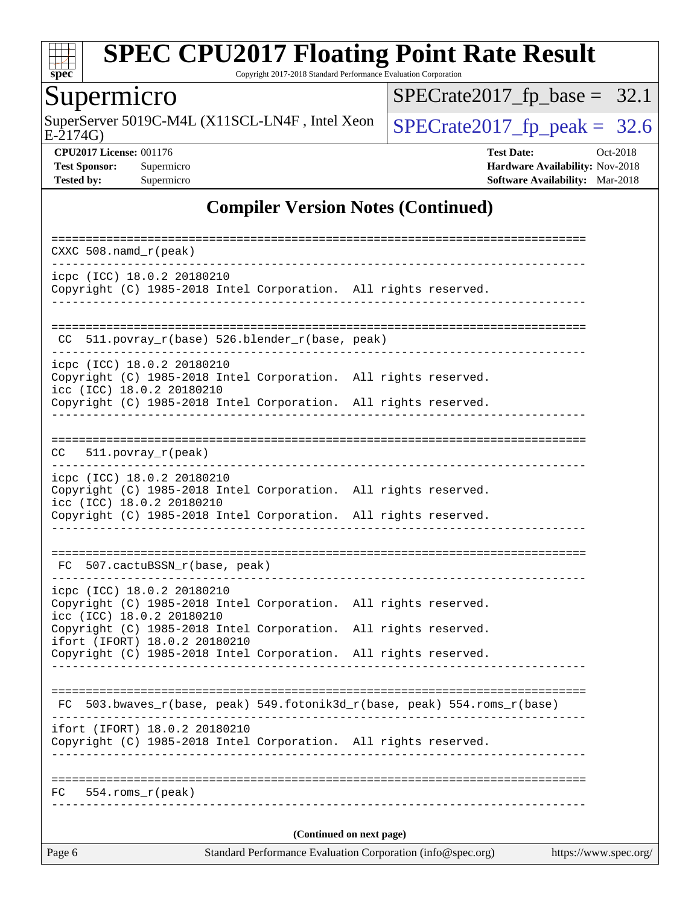# SPEC CPU2017 Floating Point Rate Result

Copyright 2017-2018 Standard Performance Evaluation Corporation

## Supermicro

SuperServer 5019C-M4L (X11SCL-LN4F , Intel Xeon E-2174G)

SPECrate2017_fp_base = 32.1

SPECrate2017_fp_peak = 32.6

**CPU2017 License:** 001176
**Test Sponsor:** Supermicro
**Tested by:** Supermicro

**Test Date:** Oct-2018
**Hardware Availability:** Nov-2018
**Software Availability:** Mar-2018

### Compiler Version Notes (Continued)

```
==============================================================================
CXXC 508.namd_r(peak)
------------------------------------------------------------------------------
icpc (ICC) 18.0.2 20180210
Copyright (C) 1985-2018 Intel Corporation.  All rights reserved.
------------------------------------------------------------------------------

==============================================================================
 CC  511.povray_r(base) 526.blender_r(base, peak)
------------------------------------------------------------------------------
icpc (ICC) 18.0.2 20180210
Copyright (C) 1985-2018 Intel Corporation.  All rights reserved.
icc (ICC) 18.0.2 20180210
Copyright (C) 1985-2018 Intel Corporation.  All rights reserved.
------------------------------------------------------------------------------

==============================================================================
CC   511.povray_r(peak)
------------------------------------------------------------------------------
icpc (ICC) 18.0.2 20180210
Copyright (C) 1985-2018 Intel Corporation.  All rights reserved.
icc (ICC) 18.0.2 20180210
Copyright (C) 1985-2018 Intel Corporation.  All rights reserved.
------------------------------------------------------------------------------

==============================================================================
 FC  507.cactuBSSN_r(base, peak)
------------------------------------------------------------------------------
icpc (ICC) 18.0.2 20180210
Copyright (C) 1985-2018 Intel Corporation.  All rights reserved.
icc (ICC) 18.0.2 20180210
Copyright (C) 1985-2018 Intel Corporation.  All rights reserved.
ifort (IFORT) 18.0.2 20180210
Copyright (C) 1985-2018 Intel Corporation.  All rights reserved.
------------------------------------------------------------------------------

==============================================================================
 FC  503.bwaves_r(base, peak) 549.fotonik3d_r(base, peak) 554.roms_r(base)
------------------------------------------------------------------------------
ifort (IFORT) 18.0.2 20180210
Copyright (C) 1985-2018 Intel Corporation.  All rights reserved.
------------------------------------------------------------------------------

==============================================================================
FC   554.roms_r(peak)
------------------------------------------------------------------------------
```

(Continued on next page)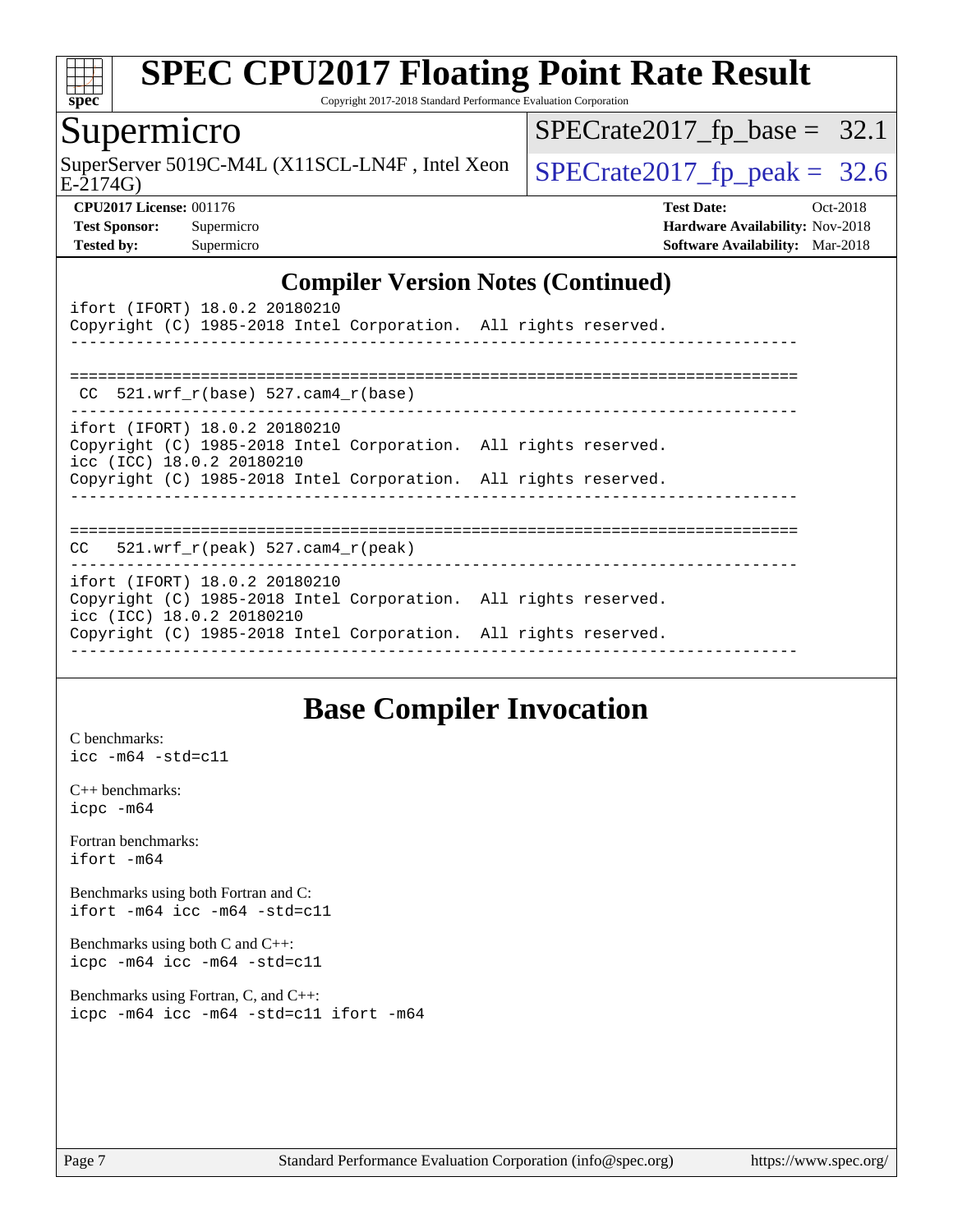## Compiler Version Notes (Continued)

```
ifort (IFORT) 18.0.2 20180210
Copyright (C) 1985-2018 Intel Corporation.  All rights reserved.
------------------------------------------------------------------------------

==============================================================================
 CC  521.wrf_r(base) 527.cam4_r(base)
------------------------------------------------------------------------------
ifort (IFORT) 18.0.2 20180210
Copyright (C) 1985-2018 Intel Corporation.  All rights reserved.
icc (ICC) 18.0.2 20180210
Copyright (C) 1985-2018 Intel Corporation.  All rights reserved.
------------------------------------------------------------------------------

==============================================================================
CC   521.wrf_r(peak) 527.cam4_r(peak)
------------------------------------------------------------------------------
ifort (IFORT) 18.0.2 20180210
Copyright (C) 1985-2018 Intel Corporation.  All rights reserved.
icc (ICC) 18.0.2 20180210
Copyright (C) 1985-2018 Intel Corporation.  All rights reserved.
------------------------------------------------------------------------------
```

## Base Compiler Invocation

C benchmarks:
icc -m64 -std=c11

C++ benchmarks:
icpc -m64

Fortran benchmarks:
ifort -m64

Benchmarks using both Fortran and C:
ifort -m64 icc -m64 -std=c11

Benchmarks using both C and C++:
icpc -m64 icc -m64 -std=c11

Benchmarks using Fortran, C, and C++:
icpc -m64 icc -m64 -std=c11 ifort -m64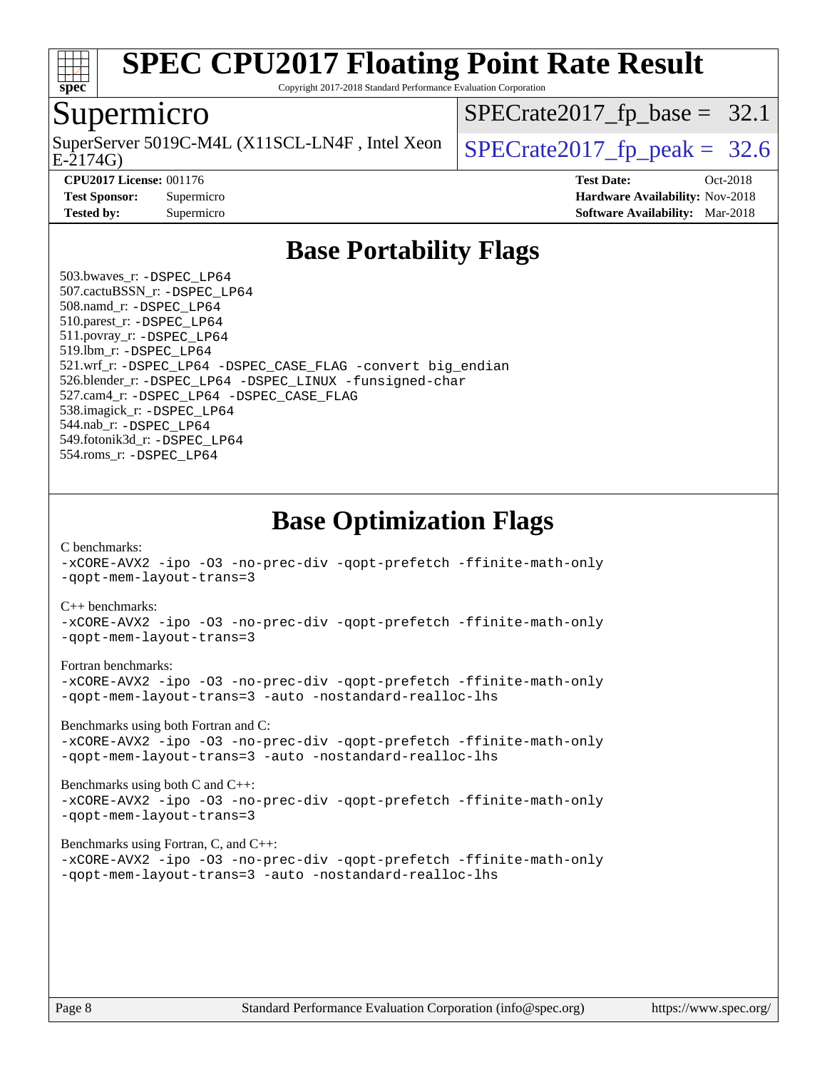# SPEC CPU2017 Floating Point Rate Result

Copyright 2017-2018 Standard Performance Evaluation Corporation

## Supermicro

SuperServer 5019C-M4L (X11SCL-LN4F , Intel Xeon E-2174G)

SPECrate2017_fp_base = 32.1

SPECrate2017_fp_peak = 32.6

**CPU2017 License:** 001176
**Test Sponsor:** Supermicro
**Tested by:** Supermicro

**Test Date:** Oct-2018
**Hardware Availability:** Nov-2018
**Software Availability:** Mar-2018

## Base Portability Flags

503.bwaves_r: -DSPEC_LP64
507.cactuBSSN_r: -DSPEC_LP64
508.namd_r: -DSPEC_LP64
510.parest_r: -DSPEC_LP64
511.povray_r: -DSPEC_LP64
519.lbm_r: -DSPEC_LP64
521.wrf_r: -DSPEC_LP64 -DSPEC_CASE_FLAG -convert big_endian
526.blender_r: -DSPEC_LP64 -DSPEC_LINUX -funsigned-char
527.cam4_r: -DSPEC_LP64 -DSPEC_CASE_FLAG
538.imagick_r: -DSPEC_LP64
544.nab_r: -DSPEC_LP64
549.fotonik3d_r: -DSPEC_LP64
554.roms_r: -DSPEC_LP64

## Base Optimization Flags

C benchmarks:
-xCORE-AVX2 -ipo -O3 -no-prec-div -qopt-prefetch -ffinite-math-only
-qopt-mem-layout-trans=3

C++ benchmarks:
-xCORE-AVX2 -ipo -O3 -no-prec-div -qopt-prefetch -ffinite-math-only
-qopt-mem-layout-trans=3

Fortran benchmarks:
-xCORE-AVX2 -ipo -O3 -no-prec-div -qopt-prefetch -ffinite-math-only
-qopt-mem-layout-trans=3 -auto -nostandard-realloc-lhs

Benchmarks using both Fortran and C:
-xCORE-AVX2 -ipo -O3 -no-prec-div -qopt-prefetch -ffinite-math-only
-qopt-mem-layout-trans=3 -auto -nostandard-realloc-lhs

Benchmarks using both C and C++:
-xCORE-AVX2 -ipo -O3 -no-prec-div -qopt-prefetch -ffinite-math-only
-qopt-mem-layout-trans=3

Benchmarks using Fortran, C, and C++:
-xCORE-AVX2 -ipo -O3 -no-prec-div -qopt-prefetch -ffinite-math-only
-qopt-mem-layout-trans=3 -auto -nostandard-realloc-lhs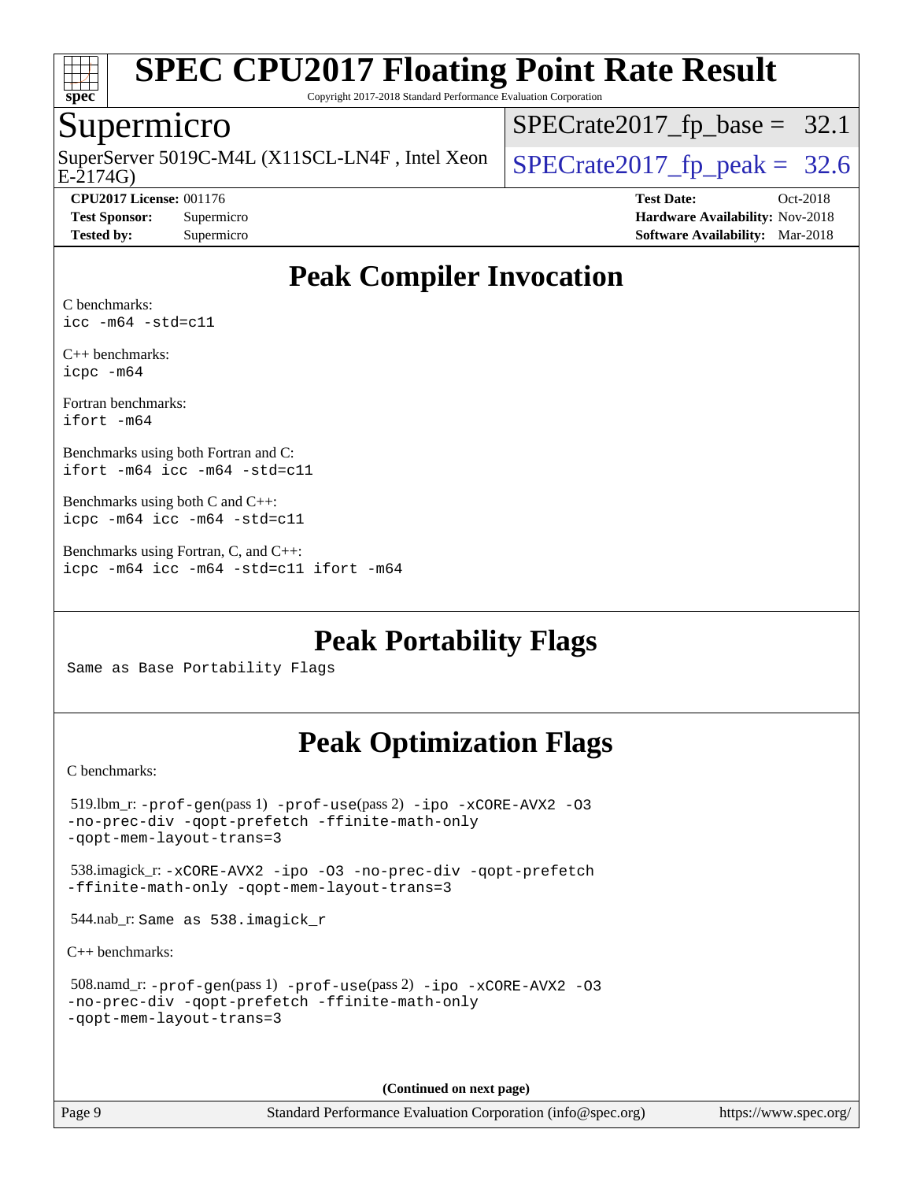# Peak Compiler Invocation

C benchmarks:
`icc -m64 -std=c11`

C++ benchmarks:
`icpc -m64`

Fortran benchmarks:
`ifort -m64`

Benchmarks using both Fortran and C:
`ifort -m64 icc -m64 -std=c11`

Benchmarks using both C and C++:
`icpc -m64 icc -m64 -std=c11`

Benchmarks using Fortran, C, and C++:
`icpc -m64 icc -m64 -std=c11 ifort -m64`

# Peak Portability Flags

Same as Base Portability Flags

# Peak Optimization Flags

C benchmarks:

519.lbm_r: `-prof-gen`(pass 1) `-prof-use`(pass 2) `-ipo -xCORE-AVX2 -O3 -no-prec-div -qopt-prefetch -ffinite-math-only -qopt-mem-layout-trans=3`

538.imagick_r: `-xCORE-AVX2 -ipo -O3 -no-prec-div -qopt-prefetch -ffinite-math-only -qopt-mem-layout-trans=3`

544.nab_r: Same as 538.imagick_r

C++ benchmarks:

508.namd_r: `-prof-gen`(pass 1) `-prof-use`(pass 2) `-ipo -xCORE-AVX2 -O3 -no-prec-div -qopt-prefetch -ffinite-math-only -qopt-mem-layout-trans=3`

**(Continued on next page)**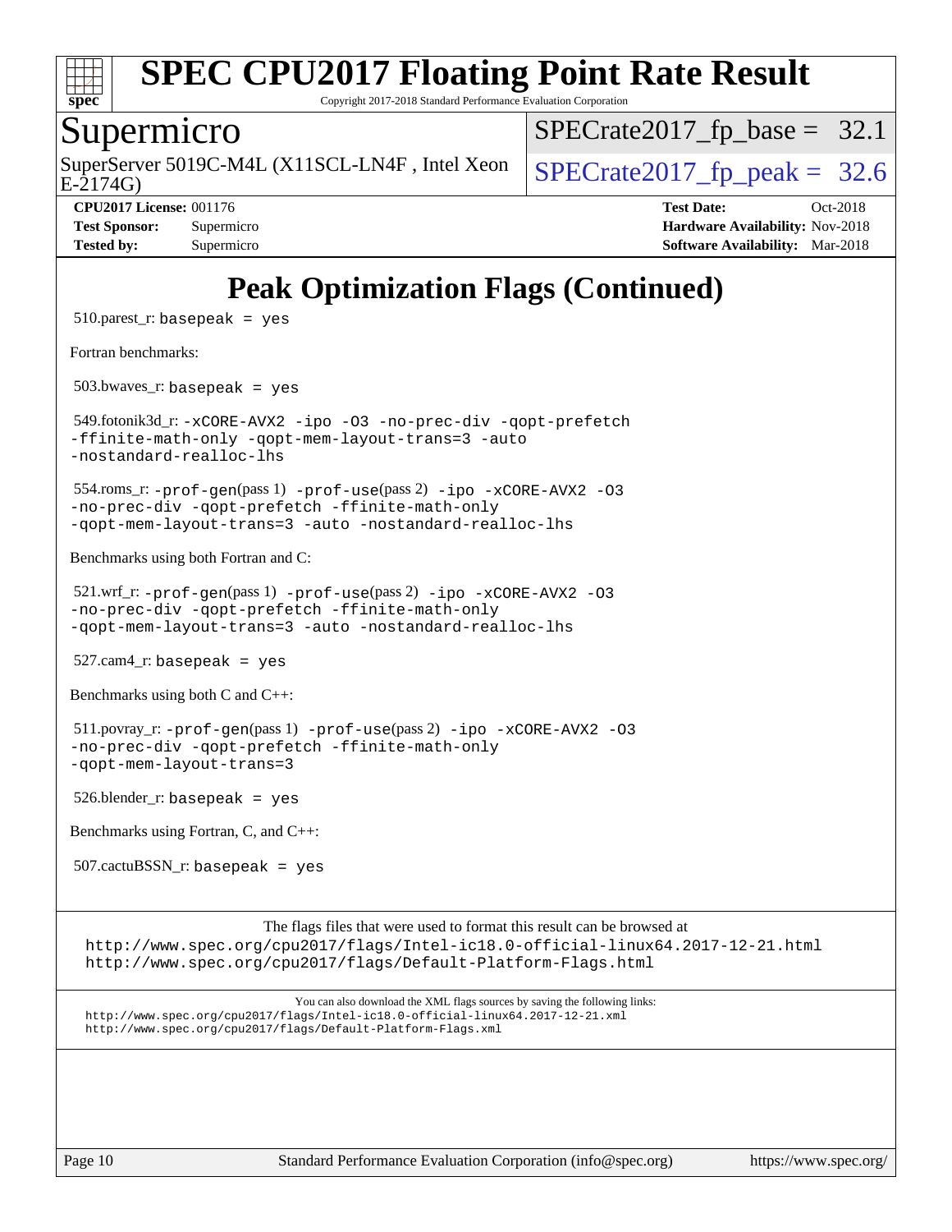# SPEC CPU2017 Floating Point Rate Result

Copyright 2017-2018 Standard Performance Evaluation Corporation

## Supermicro

SuperServer 5019C-M4L (X11SCL-LN4F , Intel Xeon E-2174G)

SPECrate2017_fp_base = 32.1

SPECrate2017_fp_peak = 32.6

**CPU2017 License:** 001176
**Test Sponsor:** Supermicro
**Tested by:** Supermicro

**Test Date:** Oct-2018
**Hardware Availability:** Nov-2018
**Software Availability:** Mar-2018

# Peak Optimization Flags (Continued)

510.parest_r: `basepeak = yes`

Fortran benchmarks:

503.bwaves_r: `basepeak = yes`

549.fotonik3d_r: `-xCORE-AVX2 -ipo -O3 -no-prec-div -qopt-prefetch -ffinite-math-only -qopt-mem-layout-trans=3 -auto -nostandard-realloc-lhs`

554.roms_r: `-prof-gen`(pass 1) `-prof-use`(pass 2) `-ipo -xCORE-AVX2 -O3 -no-prec-div -qopt-prefetch -ffinite-math-only -qopt-mem-layout-trans=3 -auto -nostandard-realloc-lhs`

Benchmarks using both Fortran and C:

521.wrf_r: `-prof-gen`(pass 1) `-prof-use`(pass 2) `-ipo -xCORE-AVX2 -O3 -no-prec-div -qopt-prefetch -ffinite-math-only -qopt-mem-layout-trans=3 -auto -nostandard-realloc-lhs`

527.cam4_r: `basepeak = yes`

Benchmarks using both C and C++:

511.povray_r: `-prof-gen`(pass 1) `-prof-use`(pass 2) `-ipo -xCORE-AVX2 -O3 -no-prec-div -qopt-prefetch -ffinite-math-only -qopt-mem-layout-trans=3`

526.blender_r: `basepeak = yes`

Benchmarks using Fortran, C, and C++:

507.cactuBSSN_r: `basepeak = yes`

The flags files that were used to format this result can be browsed at
http://www.spec.org/cpu2017/flags/Intel-ic18.0-official-linux64.2017-12-21.html
http://www.spec.org/cpu2017/flags/Default-Platform-Flags.html

You can also download the XML flags sources by saving the following links:
http://www.spec.org/cpu2017/flags/Intel-ic18.0-official-linux64.2017-12-21.xml
http://www.spec.org/cpu2017/flags/Default-Platform-Flags.xml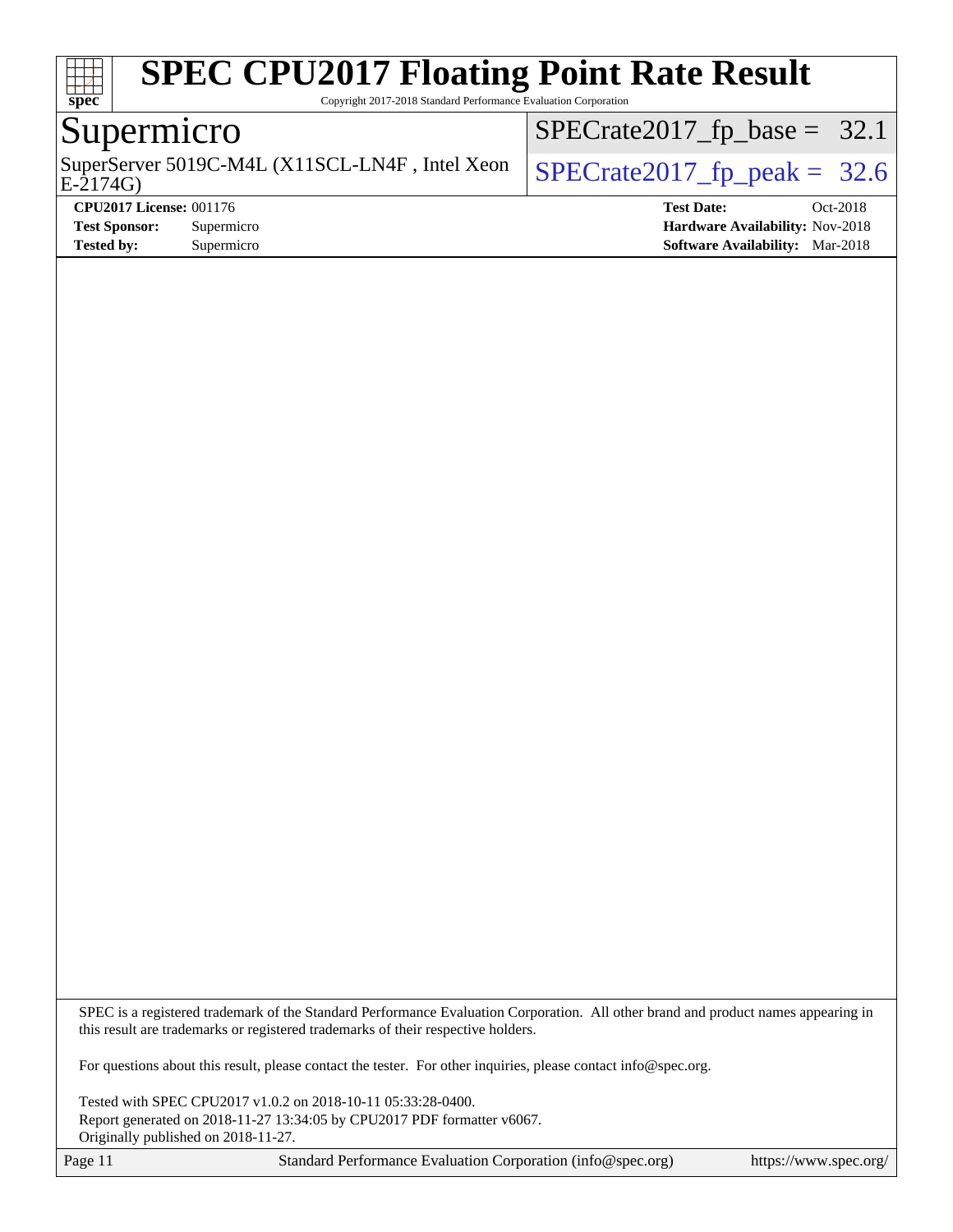SPEC is a registered trademark of the Standard Performance Evaluation Corporation. All other brand and product names appearing in this result are trademarks or registered trademarks of their respective holders.

For questions about this result, please contact the tester. For other inquiries, please contact info@spec.org.

Tested with SPEC CPU2017 v1.0.2 on 2018-10-11 05:33:28-0400.
Report generated on 2018-11-27 13:34:05 by CPU2017 PDF formatter v6067.
Originally published on 2018-11-27.